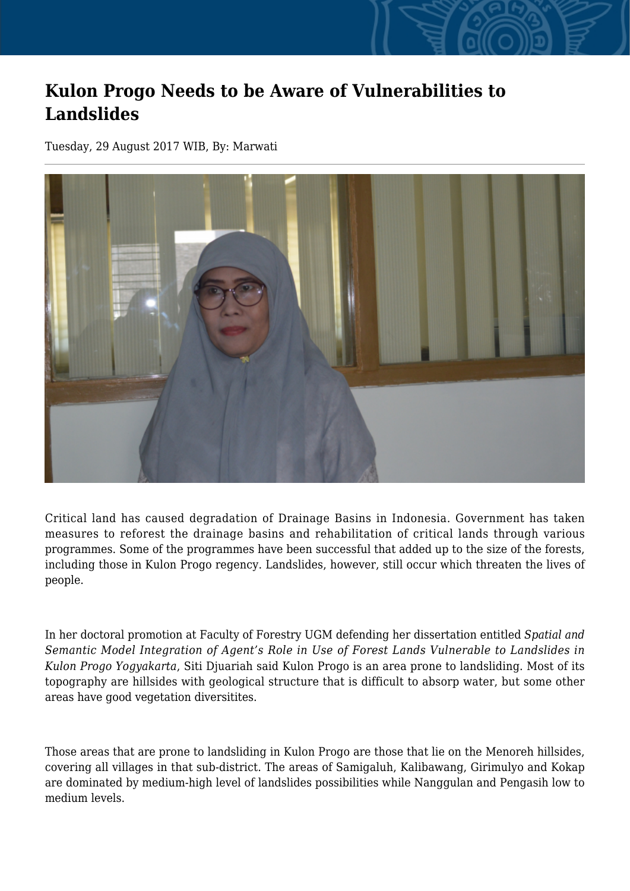# Kulon Progo Needs to be Aware of Vulnerabilities to Landslides

Tuesday, 29 August 2017 WIB, By: Marwati

Critical land has caused degradation of Drainage Basins in Indonesia. Government has taken measures to reforest the drainage basins and rehabilitation of critical lands through various programmes. Some of the programmes have been successful that added up to the size of the forests, including those in Kulon Progo regency. Landslides, however, still occur which threaten the lives of people.

In her doctoral promotion at Faculty of Forestry UGM defending her dissertation entitled *Spatial and Semantic Model Integration of Agent's Role in Use of Forest Lands Vulnerable to Landslides in Kulon Progo Yogyakarta*, Siti Djuariah said Kulon Progo is an area prone to landsliding. Most of its topography are hillsides with geological structure that is difficult to absorp water, but some other areas have good vegetation diversitites.

Those areas that are prone to landsliding in Kulon Progo are those that lie on the Menoreh hillsides, covering all villages in that sub-district. The areas of Samigaluh, Kalibawang, Girimulyo and Kokap are dominated by medium-high level of landslides possibilities while Nanggulan and Pengasih low to medium levels.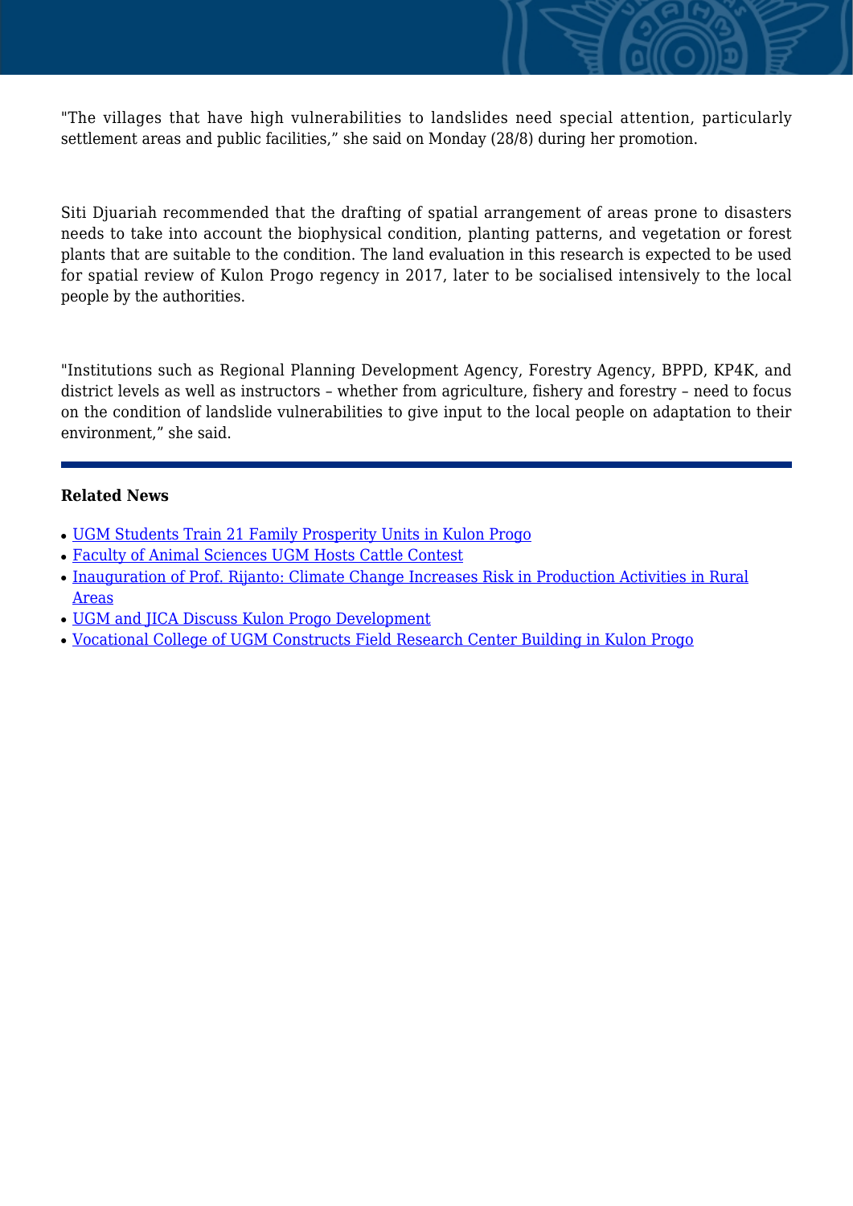"The villages that have high vulnerabilities to landslides need special attention, particularly settlement areas and public facilities," she said on Monday (28/8) during her promotion.

Siti Djuariah recommended that the drafting of spatial arrangement of areas prone to disasters needs to take into account the biophysical condition, planting patterns, and vegetation or forest plants that are suitable to the condition. The land evaluation in this research is expected to be used for spatial review of Kulon Progo regency in 2017, later to be socialised intensively to the local people by the authorities.

"Institutions such as Regional Planning Development Agency, Forestry Agency, BPPD, KP4K, and district levels as well as instructors – whether from agriculture, fishery and forestry – need to focus on the condition of landslide vulnerabilities to give input to the local people on adaptation to their environment," she said.

---

**Related News**

- UGM Students Train 21 Family Prosperity Units in Kulon Progo
- Faculty of Animal Sciences UGM Hosts Cattle Contest
- Inauguration of Prof. Rijanto: Climate Change Increases Risk in Production Activities in Rural Areas
- UGM and JICA Discuss Kulon Progo Development
- Vocational College of UGM Constructs Field Research Center Building in Kulon Progo